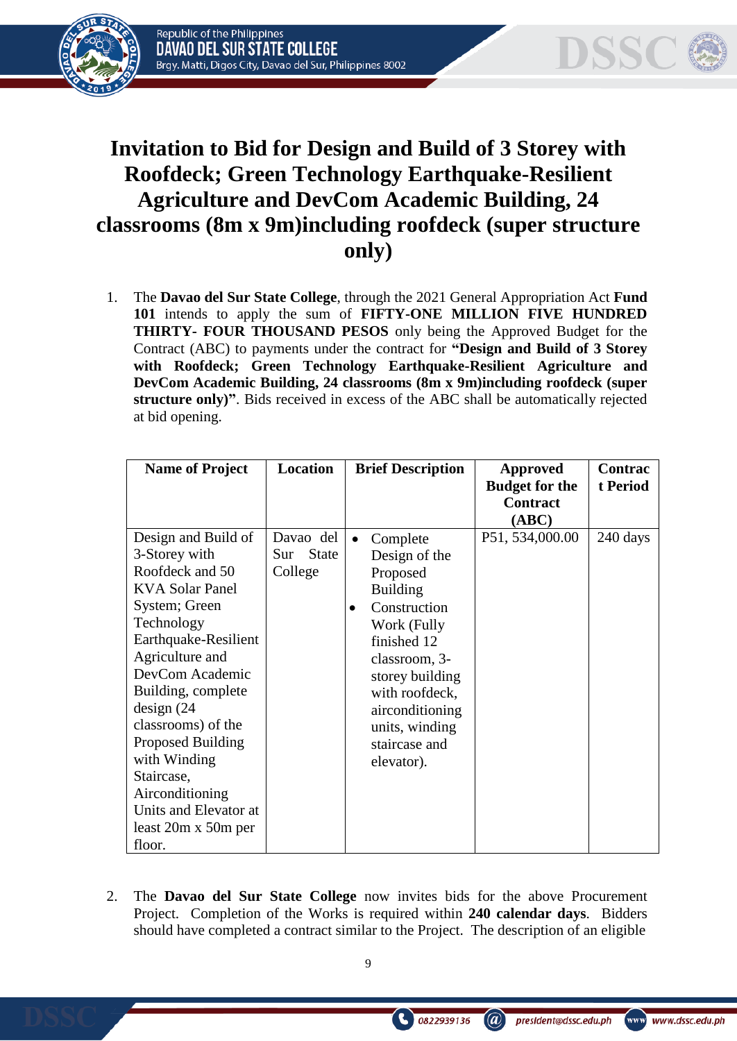# Invitation to Bid for Design and Build of 3 Storey with Roofdeck; Green Technology Earthquake-Resilient Agriculture and DevCom Academic Building, 24 classrooms (8m x 9m)including roofdeck (super structure only)

1. The **Davao del Sur State College**, through the 2021 General Appropriation Act **Fund 101** intends to apply the sum of **FIFTY-ONE MILLION FIVE HUNDRED THIRTY- FOUR THOUSAND PESOS** only being the Approved Budget for the Contract (ABC) to payments under the contract for **"Design and Build of 3 Storey with Roofdeck; Green Technology Earthquake-Resilient Agriculture and DevCom Academic Building, 24 classrooms (8m x 9m)including roofdeck (super structure only)"**. Bids received in excess of the ABC shall be automatically rejected at bid opening.

| Name of Project | Location | Brief Description | Approved Budget for the Contract (ABC) | Contract Period |
|---|---|---|---|---|
| Design and Build of 3-Storey with Roofdeck and 50 KVA Solar Panel System; Green Technology Earthquake-Resilient Agriculture and DevCom Academic Building, complete design (24 classrooms) of the Proposed Building with Winding Staircase, Airconditioning Units and Elevator at least 20m x 50m per floor. | Davao del Sur State College | • Complete Design of the Proposed Building<br>• Construction Work (Fully finished 12 classroom, 3-storey building with roofdeck, airconditioning units, winding staircase and elevator). | P51, 534,000.00 | 240 days |

2. The **Davao del Sur State College** now invites bids for the above Procurement Project. Completion of the Works is required within **240 calendar days**. Bidders should have completed a contract similar to the Project. The description of an eligible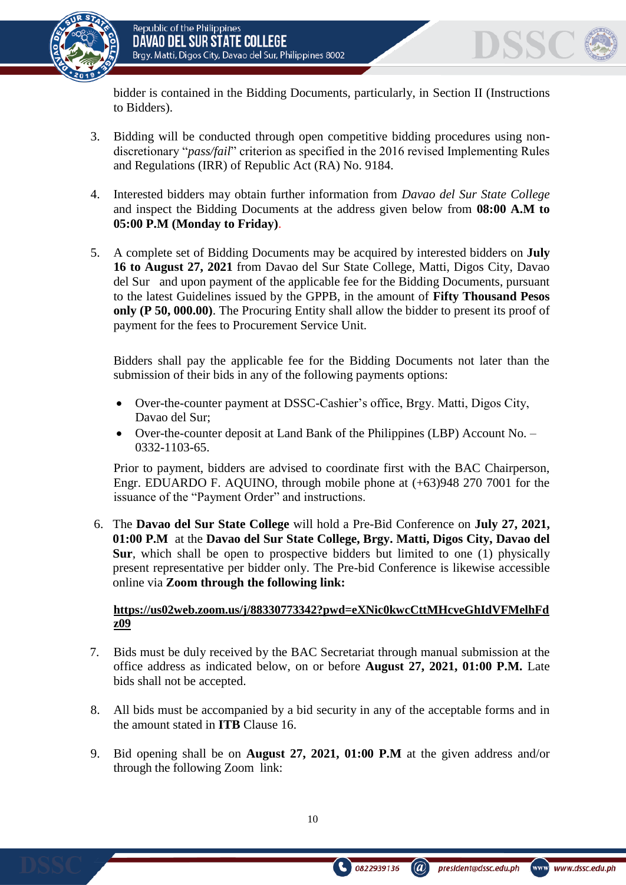bidder is contained in the Bidding Documents, particularly, in Section II (Instructions to Bidders).

3. Bidding will be conducted through open competitive bidding procedures using non-discretionary "*pass/fail*" criterion as specified in the 2016 revised Implementing Rules and Regulations (IRR) of Republic Act (RA) No. 9184.

4. Interested bidders may obtain further information from *Davao del Sur State College* and inspect the Bidding Documents at the address given below from **08:00 A.M to 05:00 P.M (Monday to Friday)**.

5. A complete set of Bidding Documents may be acquired by interested bidders on **July 16 to August 27, 2021** from Davao del Sur State College, Matti, Digos City, Davao del Sur and upon payment of the applicable fee for the Bidding Documents, pursuant to the latest Guidelines issued by the GPPB, in the amount of **Fifty Thousand Pesos only (P 50, 000.00)**. The Procuring Entity shall allow the bidder to present its proof of payment for the fees to Procurement Service Unit.

   Bidders shall pay the applicable fee for the Bidding Documents not later than the submission of their bids in any of the following payments options:

   - Over-the-counter payment at DSSC-Cashier's office, Brgy. Matti, Digos City, Davao del Sur;
   - Over-the-counter deposit at Land Bank of the Philippines (LBP) Account No. – 0332-1103-65.

   Prior to payment, bidders are advised to coordinate first with the BAC Chairperson, Engr. EDUARDO F. AQUINO, through mobile phone at (+63)948 270 7001 for the issuance of the "Payment Order" and instructions.

6. The **Davao del Sur State College** will hold a Pre-Bid Conference on **July 27, 2021, 01:00 P.M** at the **Davao del Sur State College, Brgy. Matti, Digos City, Davao del Sur**, which shall be open to prospective bidders but limited to one (1) physically present representative per bidder only. The Pre-bid Conference is likewise accessible online via **Zoom through the following link:**

   **https://us02web.zoom.us/j/88330773342?pwd=eXNic0kwcCttMHcveGhIdVFMelhFdz09**

7. Bids must be duly received by the BAC Secretariat through manual submission at the office address as indicated below, on or before **August 27, 2021, 01:00 P.M.** Late bids shall not be accepted.

8. All bids must be accompanied by a bid security in any of the acceptable forms and in the amount stated in **ITB** Clause 16.

9. Bid opening shall be on **August 27, 2021, 01:00 P.M** at the given address and/or through the following Zoom link: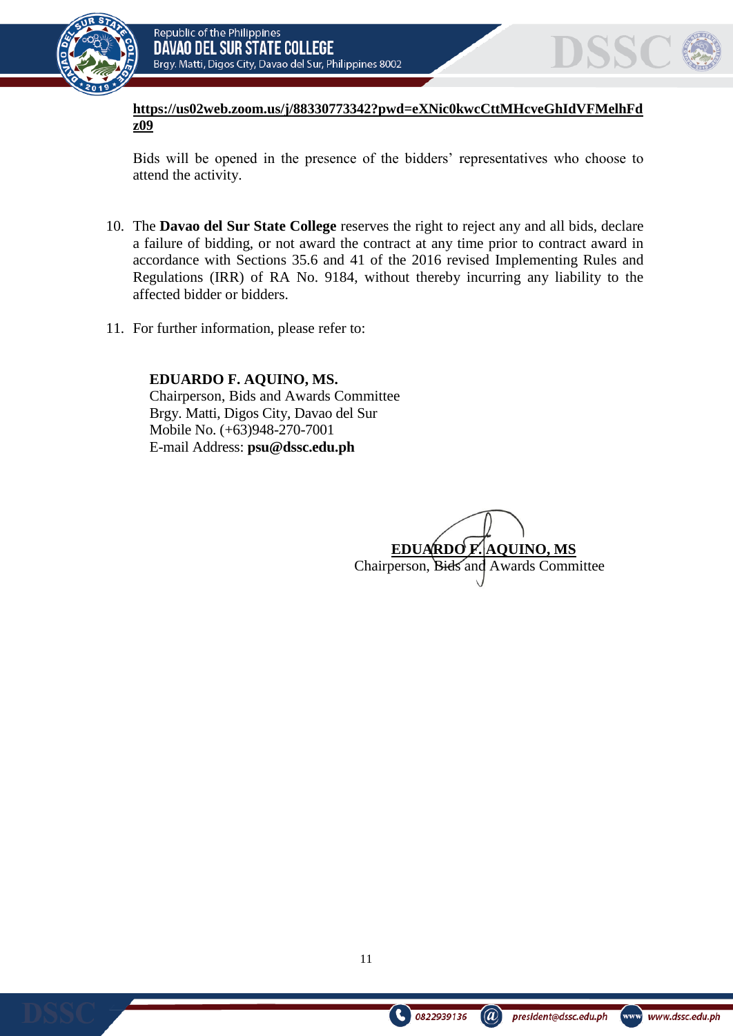**https://us02web.zoom.us/j/88330773342?pwd=eXNic0kwcCttMHcveGhIdVFMelhFdz09**

Bids will be opened in the presence of the bidders' representatives who choose to attend the activity.

10. The **Davao del Sur State College** reserves the right to reject any and all bids, declare a failure of bidding, or not award the contract at any time prior to contract award in accordance with Sections 35.6 and 41 of the 2016 revised Implementing Rules and Regulations (IRR) of RA No. 9184, without thereby incurring any liability to the affected bidder or bidders.

11. For further information, please refer to:

**EDUARDO F. AQUINO, MS.**
Chairperson, Bids and Awards Committee
Brgy. Matti, Digos City, Davao del Sur
Mobile No. (+63)948-270-7001
E-mail Address: **psu@dssc.edu.ph**

**EDUARDO F. AQUINO, MS**
Chairperson, Bids and Awards Committee